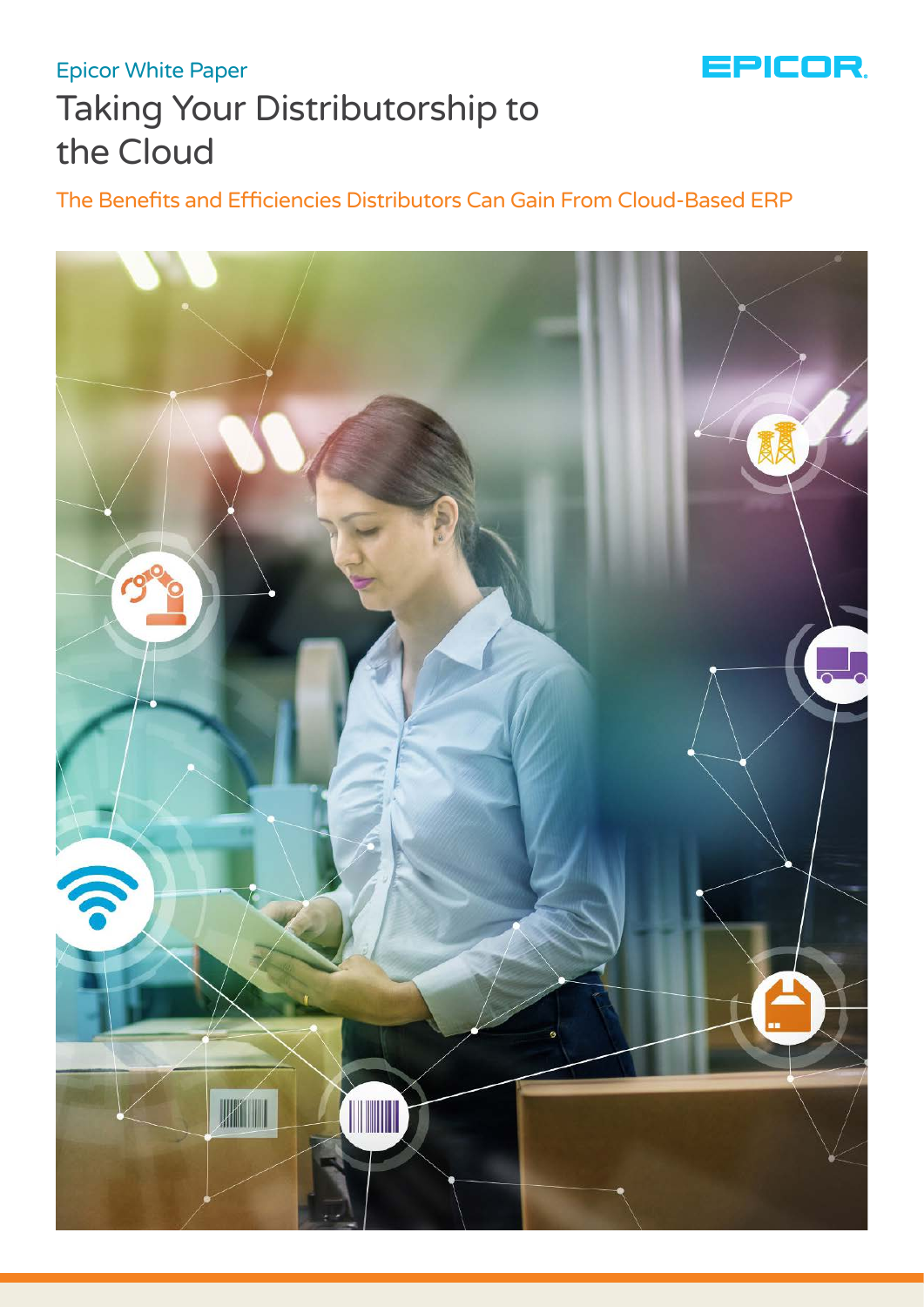Epicor White Paper

# Taking Your Distributorship to the Cloud

## The Benefits and Efficiencies Distributors Can Gain From Cloud-Based ERP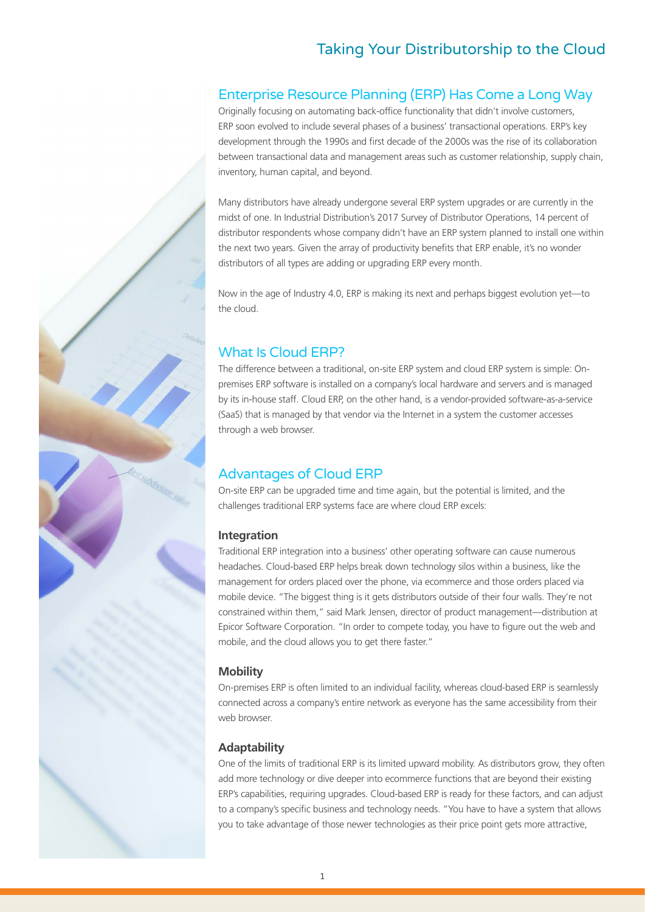# Taking Your Distributorship to the Cloud

## Enterprise Resource Planning (ERP) Has Come a Long Way

Originally focusing on automating back-office functionality that didn't involve customers, ERP soon evolved to include several phases of a business' transactional operations. ERP's key development through the 1990s and first decade of the 2000s was the rise of its collaboration between transactional data and management areas such as customer relationship, supply chain, inventory, human capital, and beyond.

Many distributors have already undergone several ERP system upgrades or are currently in the midst of one. In Industrial Distribution's 2017 Survey of Distributor Operations, 14 percent of distributor respondents whose company didn't have an ERP system planned to install one within the next two years. Given the array of productivity benefits that ERP enable, it's no wonder distributors of all types are adding or upgrading ERP every month.

Now in the age of Industry 4.0, ERP is making its next and perhaps biggest evolution yet—to the cloud.

## What Is Cloud ERP?

The difference between a traditional, on-site ERP system and cloud ERP system is simple: On-premises ERP software is installed on a company's local hardware and servers and is managed by its in-house staff. Cloud ERP, on the other hand, is a vendor-provided software-as-a-service (SaaS) that is managed by that vendor via the Internet in a system the customer accesses through a web browser.

## Advantages of Cloud ERP

On-site ERP can be upgraded time and time again, but the potential is limited, and the challenges traditional ERP systems face are where cloud ERP excels:

### Integration

Traditional ERP integration into a business' other operating software can cause numerous headaches. Cloud-based ERP helps break down technology silos within a business, like the management for orders placed over the phone, via ecommerce and those orders placed via mobile device. "The biggest thing is it gets distributors outside of their four walls. They're not constrained within them," said Mark Jensen, director of product management—distribution at Epicor Software Corporation. "In order to compete today, you have to figure out the web and mobile, and the cloud allows you to get there faster."

### Mobility

On-premises ERP is often limited to an individual facility, whereas cloud-based ERP is seamlessly connected across a company's entire network as everyone has the same accessibility from their web browser.

### Adaptability

One of the limits of traditional ERP is its limited upward mobility. As distributors grow, they often add more technology or dive deeper into ecommerce functions that are beyond their existing ERP's capabilities, requiring upgrades. Cloud-based ERP is ready for these factors, and can adjust to a company's specific business and technology needs. "You have to have a system that allows you to take advantage of those newer technologies as their price point gets more attractive,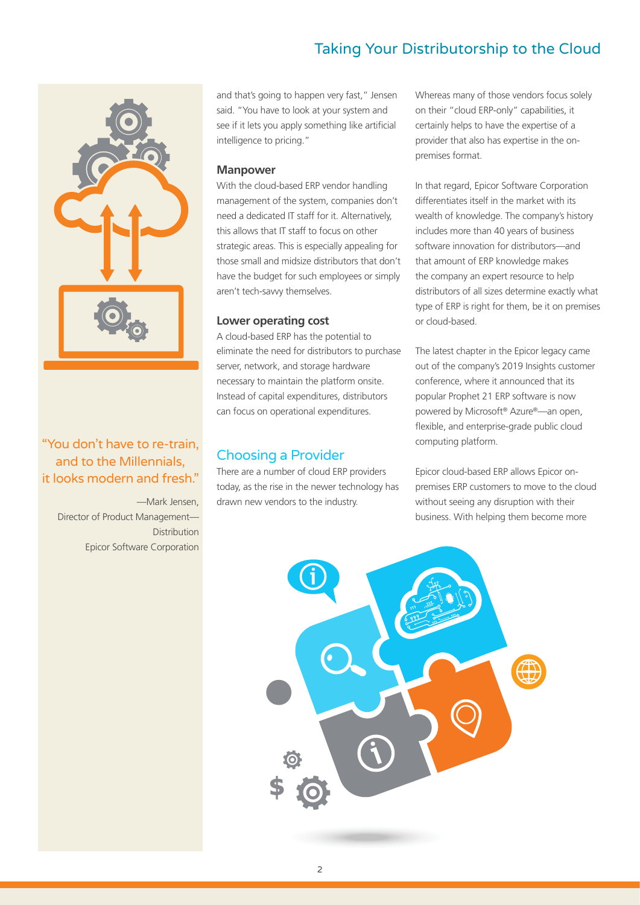"You don't have to re-train, and to the Millennials, it looks modern and fresh."

—Mark Jensen,
Director of Product Management—Distribution
Epicor Software Corporation

and that's going to happen very fast," Jensen said. "You have to look at your system and see if it lets you apply something like artificial intelligence to pricing."

### Manpower

With the cloud-based ERP vendor handling management of the system, companies don't need a dedicated IT staff for it. Alternatively, this allows that IT staff to focus on other strategic areas. This is especially appealing for those small and midsize distributors that don't have the budget for such employees or simply aren't tech-savvy themselves.

### Lower operating cost

A cloud-based ERP has the potential to eliminate the need for distributors to purchase server, network, and storage hardware necessary to maintain the platform onsite. Instead of capital expenditures, distributors can focus on operational expenditures.

## Choosing a Provider

There are a number of cloud ERP providers today, as the rise in the newer technology has drawn new vendors to the industry.

Whereas many of those vendors focus solely on their "cloud ERP-only" capabilities, it certainly helps to have the expertise of a provider that also has expertise in the on-premises format.

In that regard, Epicor Software Corporation differentiates itself in the market with its wealth of knowledge. The company's history includes more than 40 years of business software innovation for distributors—and that amount of ERP knowledge makes the company an expert resource to help distributors of all sizes determine exactly what type of ERP is right for them, be it on premises or cloud-based.

The latest chapter in the Epicor legacy came out of the company's 2019 Insights customer conference, where it announced that its popular Prophet 21 ERP software is now powered by Microsoft® Azure®—an open, flexible, and enterprise-grade public cloud computing platform.

Epicor cloud-based ERP allows Epicor on-premises ERP customers to move to the cloud without seeing any disruption with their business. With helping them become more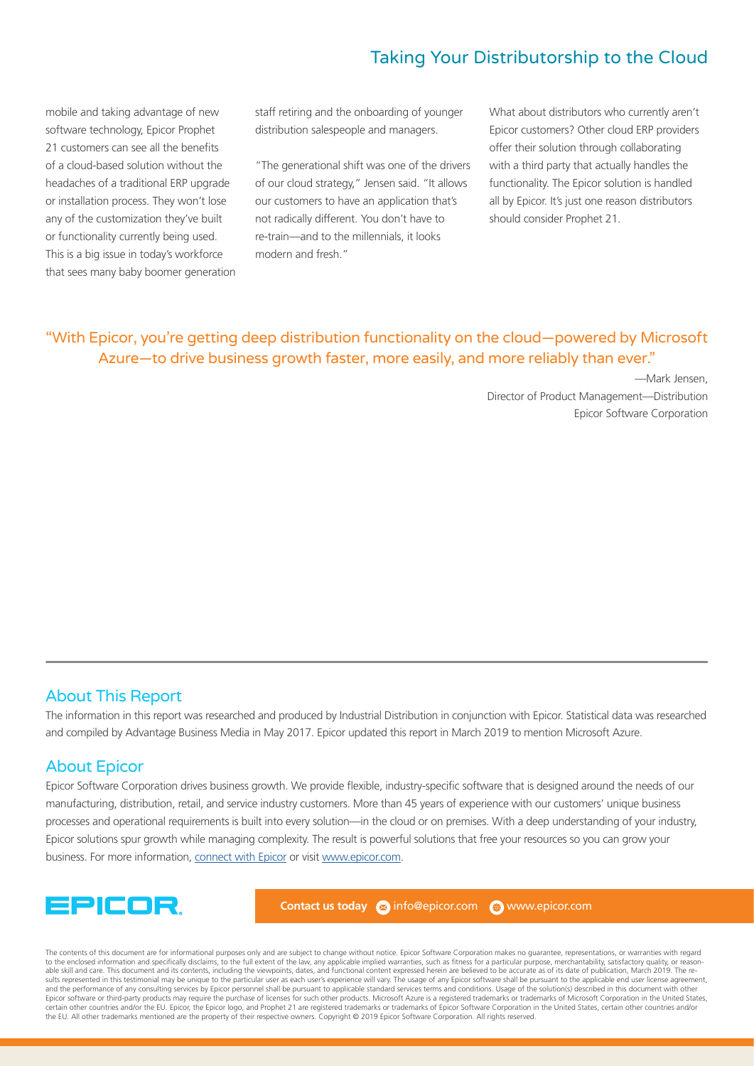mobile and taking advantage of new software technology, Epicor Prophet 21 customers can see all the benefits of a cloud-based solution without the headaches of a traditional ERP upgrade or installation process. They won't lose any of the customization they've built or functionality currently being used. This is a big issue in today's workforce that sees many baby boomer generation staff retiring and the onboarding of younger distribution salespeople and managers.

"The generational shift was one of the drivers of our cloud strategy," Jensen said. "It allows our customers to have an application that's not radically different. You don't have to re-train—and to the millennials, it looks modern and fresh."

What about distributors who currently aren't Epicor customers? Other cloud ERP providers offer their solution through collaborating with a third party that actually handles the functionality. The Epicor solution is handled all by Epicor. It's just one reason distributors should consider Prophet 21.

"With Epicor, you're getting deep distribution functionality on the cloud—powered by Microsoft Azure—to drive business growth faster, more easily, and more reliably than ever."

—Mark Jensen,
Director of Product Management—Distribution
Epicor Software Corporation

## About This Report

The information in this report was researched and produced by Industrial Distribution in conjunction with Epicor. Statistical data was researched and compiled by Advantage Business Media in May 2017. Epicor updated this report in March 2019 to mention Microsoft Azure.

## About Epicor

Epicor Software Corporation drives business growth. We provide flexible, industry-specific software that is designed around the needs of our manufacturing, distribution, retail, and service industry customers. More than 45 years of experience with our customers' unique business processes and operational requirements is built into every solution—in the cloud or on premises. With a deep understanding of your industry, Epicor solutions spur growth while managing complexity. The result is powerful solutions that free your resources so you can grow your business. For more information, connect with Epicor or visit www.epicor.com.

EPICOR

**Contact us today** info@epicor.com www.epicor.com

The contents of this document are for informational purposes only and are subject to change without notice. Epicor Software Corporation makes no guarantee, representations, or warranties with regard to the enclosed information and specifically disclaims, to the full extent of the law, any applicable implied warranties, such as fitness for a particular purpose, merchantability, satisfactory quality, or reasonable skill and care. This document and its contents, including the viewpoints, dates, and functional content expressed herein are believed to be accurate as of its date of publication, March 2019. The results represented in this testimonial may be unique to the particular user as each user's experience will vary. The usage of any Epicor software shall be pursuant to the applicable end user license agreement, and the performance of any consulting services by Epicor personnel shall be pursuant to applicable standard services terms and conditions. Usage of the solution(s) described in this document with other Epicor software or third-party products may require the purchase of licenses for such other products. Microsoft Azure is a registered trademarks or trademarks of Microsoft Corporation in the United States, certain other countries and/or the EU. Epicor, the Epicor logo, and Prophet 21 are registered trademarks or trademarks of Epicor Software Corporation in the United States, certain other countries and/or the EU. All other trademarks mentioned are the property of their respective owners. Copyright © 2019 Epicor Software Corporation. All rights reserved.